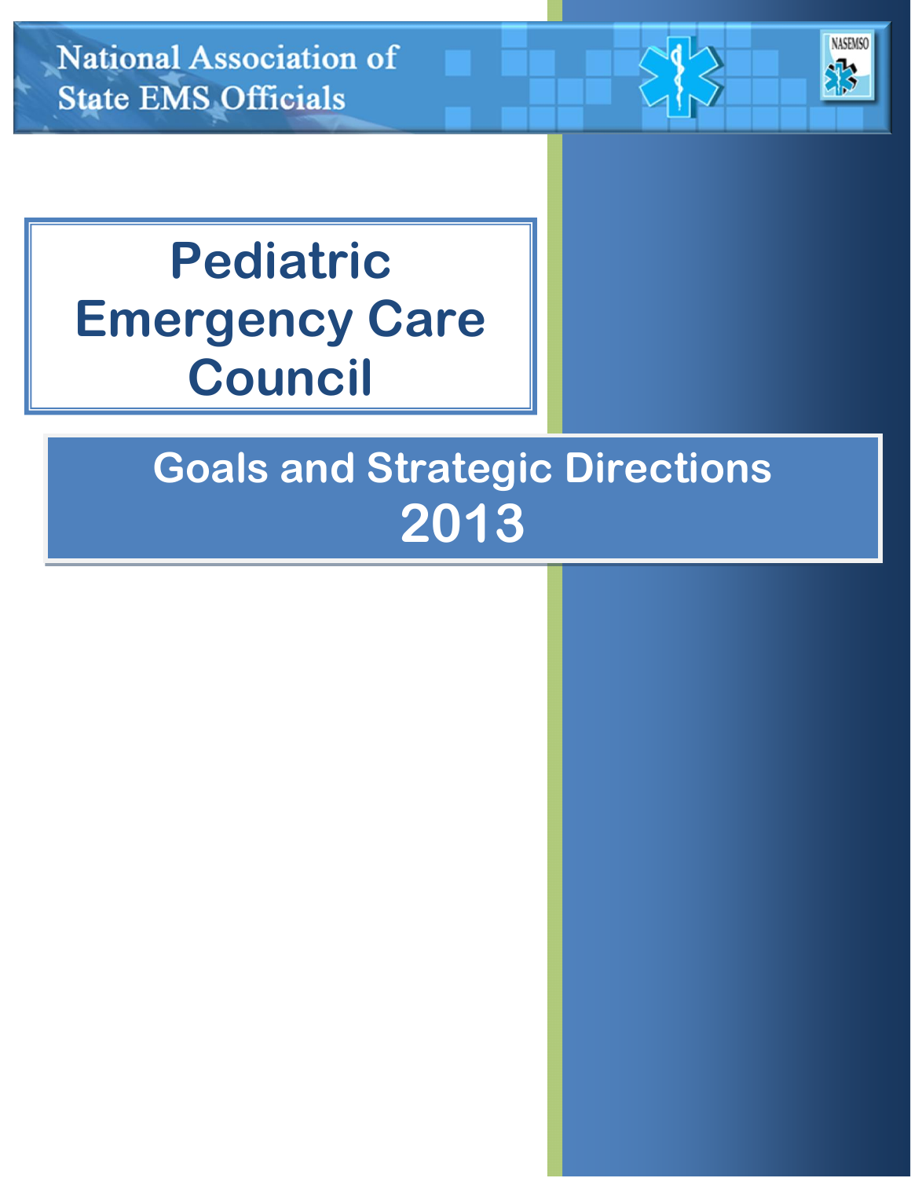National Association of State EMS Officials

# Pediatric Emergency Care Council

## Goals and Strategic Directions 2013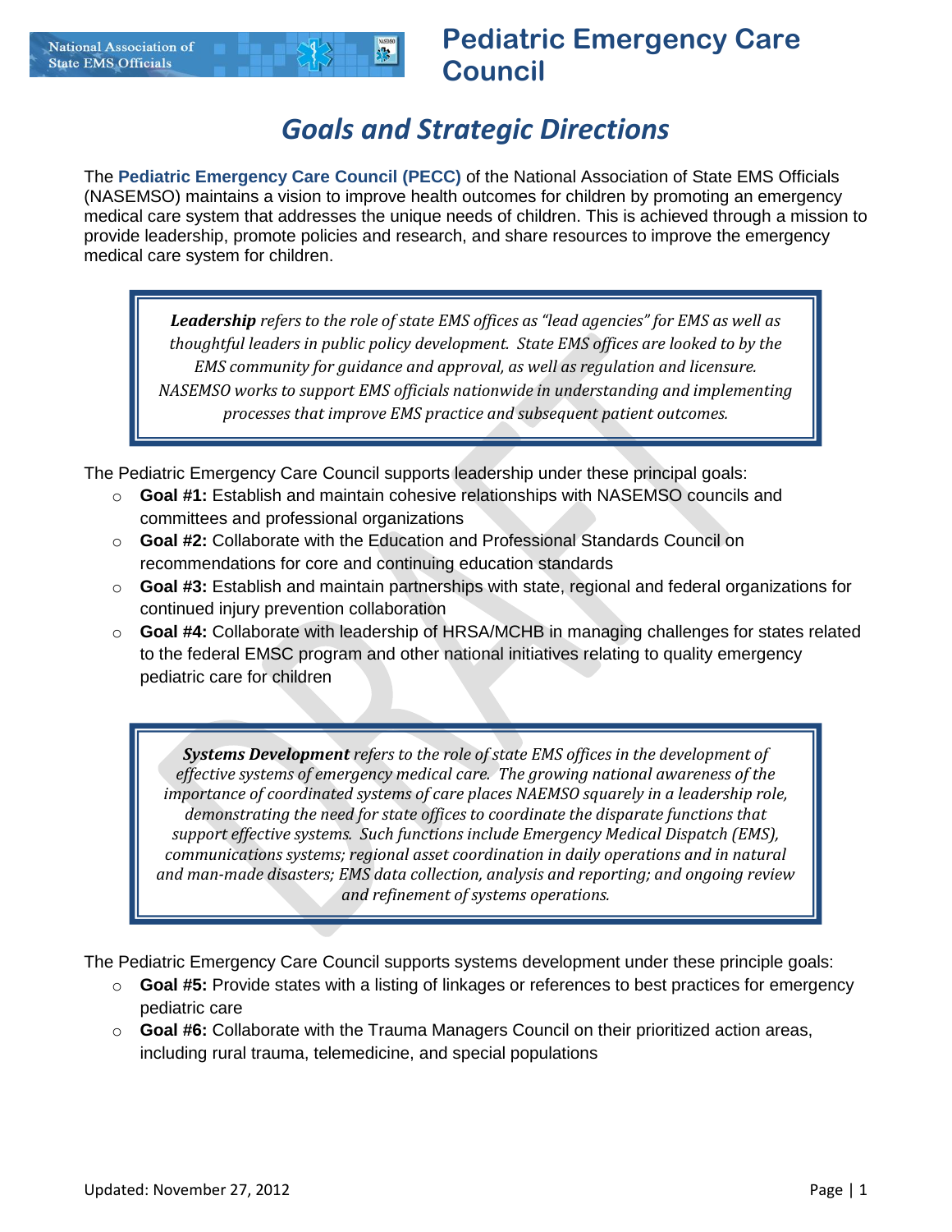# Pediatric Emergency Care Council

## *Goals and Strategic Directions*

The **Pediatric Emergency Care Council (PECC)** of the National Association of State EMS Officials (NASEMSO) maintains a vision to improve health outcomes for children by promoting an emergency medical care system that addresses the unique needs of children. This is achieved through a mission to provide leadership, promote policies and research, and share resources to improve the emergency medical care system for children.

> ***Leadership*** *refers to the role of state EMS offices as "lead agencies" for EMS as well as thoughtful leaders in public policy development. State EMS offices are looked to by the EMS community for guidance and approval, as well as regulation and licensure. NASEMSO works to support EMS officials nationwide in understanding and implementing processes that improve EMS practice and subsequent patient outcomes.*

The Pediatric Emergency Care Council supports leadership under these principal goals:

- **Goal #1:** Establish and maintain cohesive relationships with NASEMSO councils and committees and professional organizations
- **Goal #2:** Collaborate with the Education and Professional Standards Council on recommendations for core and continuing education standards
- **Goal #3:** Establish and maintain partnerships with state, regional and federal organizations for continued injury prevention collaboration
- **Goal #4:** Collaborate with leadership of HRSA/MCHB in managing challenges for states related to the federal EMSC program and other national initiatives relating to quality emergency pediatric care for children

> ***Systems Development*** *refers to the role of state EMS offices in the development of effective systems of emergency medical care. The growing national awareness of the importance of coordinated systems of care places NAEMSO squarely in a leadership role, demonstrating the need for state offices to coordinate the disparate functions that support effective systems. Such functions include Emergency Medical Dispatch (EMS), communications systems; regional asset coordination in daily operations and in natural and man-made disasters; EMS data collection, analysis and reporting; and ongoing review and refinement of systems operations.*

The Pediatric Emergency Care Council supports systems development under these principle goals:

- **Goal #5:** Provide states with a listing of linkages or references to best practices for emergency pediatric care
- **Goal #6:** Collaborate with the Trauma Managers Council on their prioritized action areas, including rural trauma, telemedicine, and special populations

Updated: November 27, 2012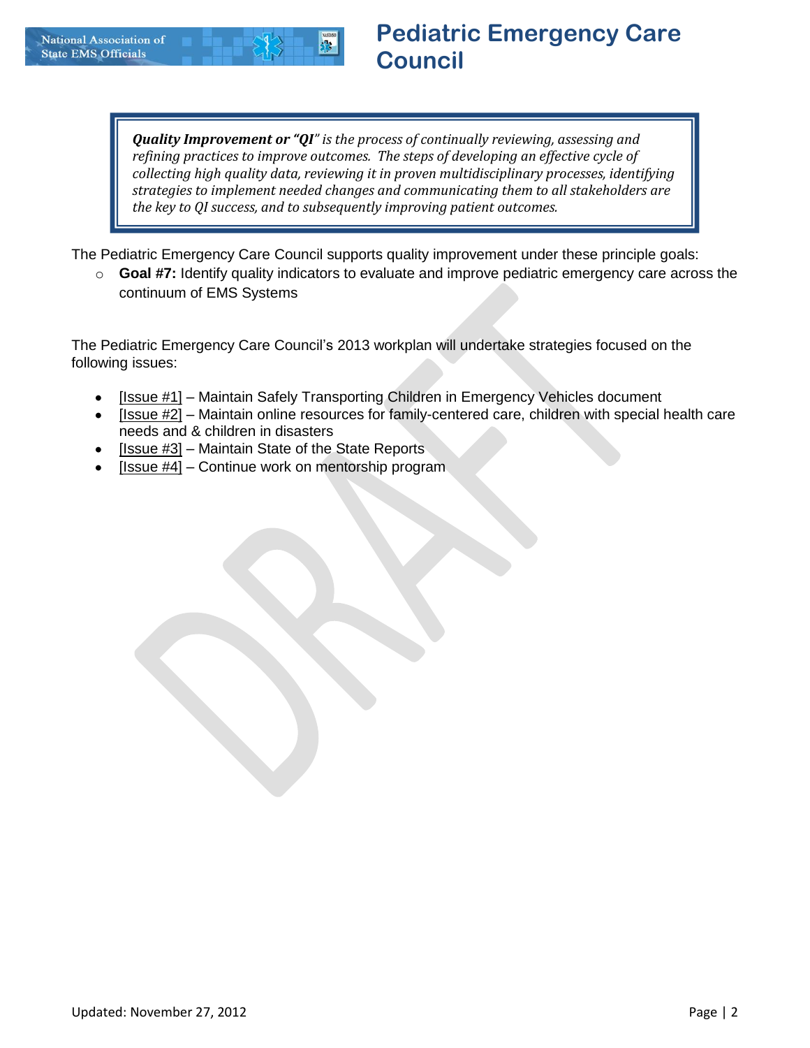# Pediatric Emergency Care Council

> ***Quality Improvement or "QI"** is the process of continually reviewing, assessing and refining practices to improve outcomes. The steps of developing an effective cycle of collecting high quality data, reviewing it in proven multidisciplinary processes, identifying strategies to implement needed changes and communicating them to all stakeholders are the key to QI success, and to subsequently improving patient outcomes.*

The Pediatric Emergency Care Council supports quality improvement under these principle goals:

- **Goal #7:** Identify quality indicators to evaluate and improve pediatric emergency care across the continuum of EMS Systems

The Pediatric Emergency Care Council's 2013 workplan will undertake strategies focused on the following issues:

- [Issue #1] – Maintain Safely Transporting Children in Emergency Vehicles document
- [Issue #2] – Maintain online resources for family-centered care, children with special health care needs and & children in disasters
- [Issue #3] – Maintain State of the State Reports
- [Issue #4] – Continue work on mentorship program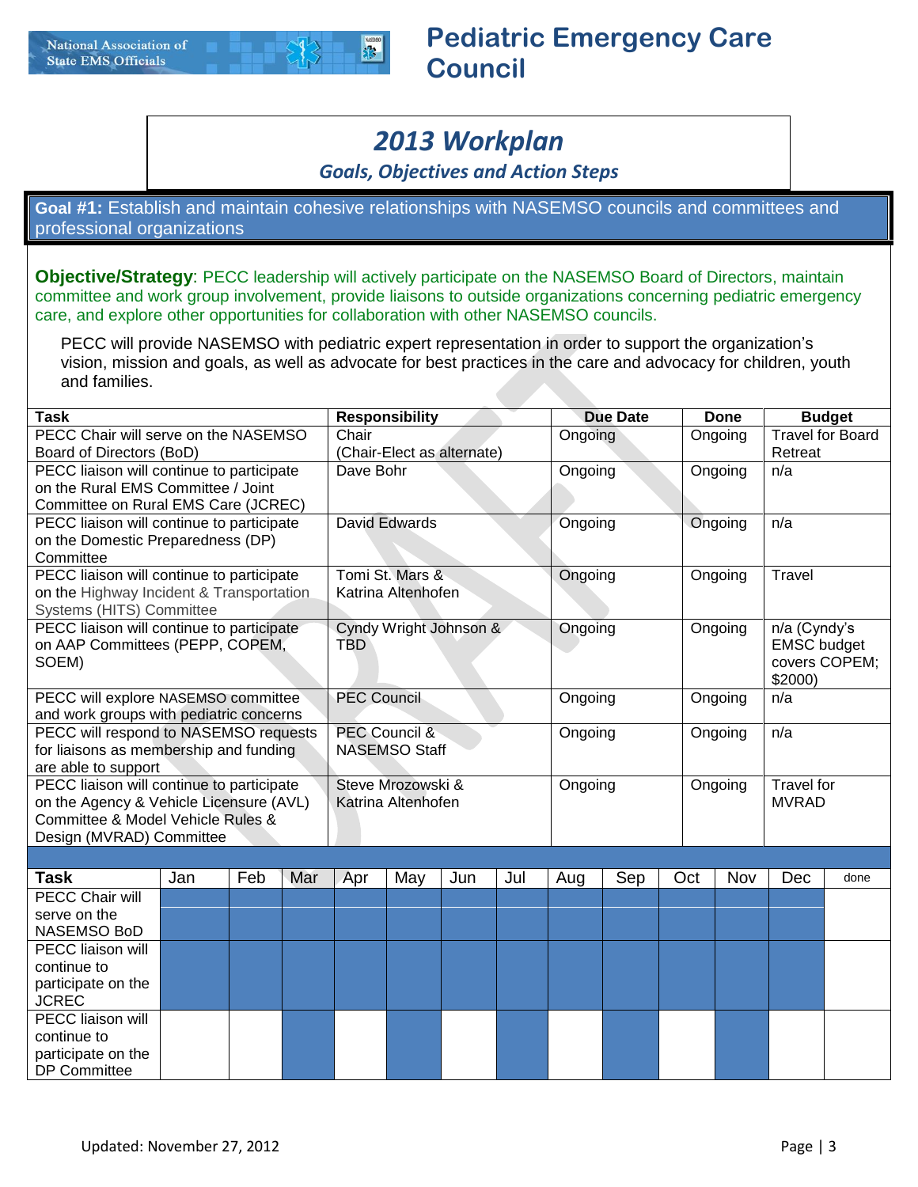# Pediatric Emergency Care Council

## *2013 Workplan*

### *Goals, Objectives and Action Steps*

**Goal #1:** Establish and maintain cohesive relationships with NASEMSO councils and committees and professional organizations

**Objective/Strategy**: PECC leadership will actively participate on the NASEMSO Board of Directors, maintain committee and work group involvement, provide liaisons to outside organizations concerning pediatric emergency care, and explore other opportunities for collaboration with other NASEMSO councils.

PECC will provide NASEMSO with pediatric expert representation in order to support the organization's vision, mission and goals, as well as advocate for best practices in the care and advocacy for children, youth and families.

| Task | Responsibility | Due Date | Done | Budget |
|---|---|---|---|---|
| PECC Chair will serve on the NASEMSO Board of Directors (BoD) | Chair (Chair-Elect as alternate) | Ongoing | Ongoing | Travel for Board Retreat |
| PECC liaison will continue to participate on the Rural EMS Committee / Joint Committee on Rural EMS Care (JCREC) | Dave Bohr | Ongoing | Ongoing | n/a |
| PECC liaison will continue to participate on the Domestic Preparedness (DP) Committee | David Edwards | Ongoing | Ongoing | n/a |
| PECC liaison will continue to participate on the Highway Incident & Transportation Systems (HITS) Committee | Tomi St. Mars & Katrina Altenhofen | Ongoing | Ongoing | Travel |
| PECC liaison will continue to participate on AAP Committees (PEPP, COPEM, SOEM) | Cyndy Wright Johnson & TBD | Ongoing | Ongoing | n/a (Cyndy's EMSC budget covers COPEM; $2000) |
| PECC will explore NASEMSO committee and work groups with pediatric concerns | PEC Council | Ongoing | Ongoing | n/a |
| PECC will respond to NASEMSO requests for liaisons as membership and funding are able to support | PEC Council & NASEMSO Staff | Ongoing | Ongoing | n/a |
| PECC liaison will continue to participate on the Agency & Vehicle Licensure (AVL) Committee & Model Vehicle Rules & Design (MVRAD) Committee | Steve Mrozowski & Katrina Altenhofen | Ongoing | Ongoing | Travel for MVRAD |

| Task | Jan | Feb | Mar | Apr | May | Jun | Jul | Aug | Sep | Oct | Nov | Dec | done |
|---|---|---|---|---|---|---|---|---|---|---|---|---|---|
| PECC Chair will serve on the NASEMSO BoD | ■ | ■ | ■ | ■ | ■ | ■ | ■ | ■ | ■ | ■ | ■ | ■ | |
| PECC liaison will continue to participate on the JCREC | ■ | ■ | ■ | ■ | ■ | ■ | ■ | ■ | ■ | ■ | ■ | ■ | |
| PECC liaison will continue to participate on the DP Committee | | | ■ | | ■ | | ■ | | ■ | | ■ | | |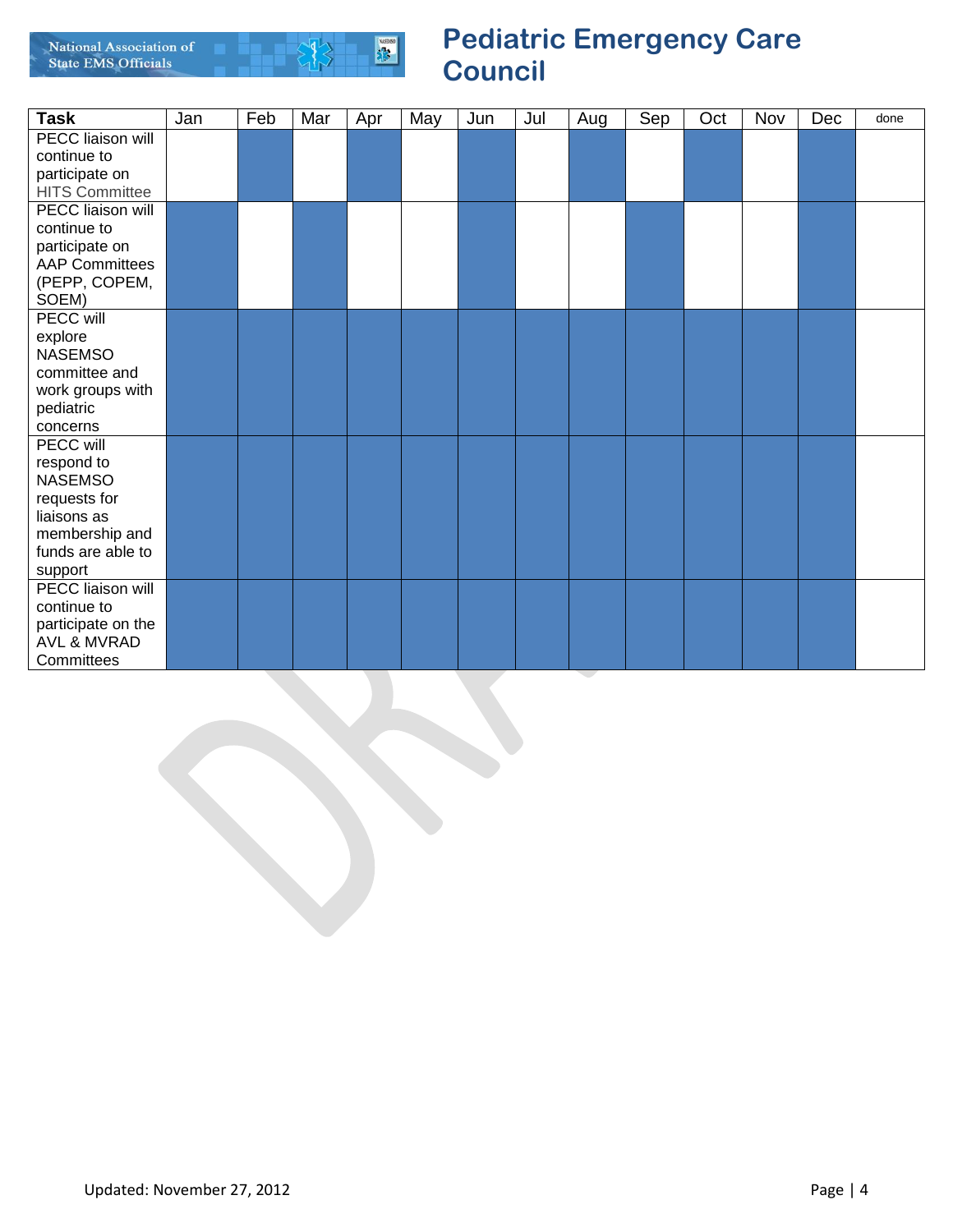| Task | Jan | Feb | Mar | Apr | May | Jun | Jul | Aug | Sep | Oct | Nov | Dec | done |
|---|---|---|---|---|---|---|---|---|---|---|---|---|---|
| PECC liaison will continue to participate on HITS Committee | | ■ | | ■ | | ■ | | ■ | | ■ | | ■ | |
| PECC liaison will continue to participate on AAP Committees (PEPP, COPEM, SOEM) | ■ | | ■ | | | ■ | | | ■ | | | ■ | |
| PECC will explore NASEMSO committee and work groups with pediatric concerns | ■ | ■ | ■ | ■ | ■ | ■ | ■ | ■ | ■ | ■ | ■ | ■ | |
| PECC will respond to NASEMSO requests for liaisons as membership and funds are able to support | ■ | ■ | ■ | ■ | ■ | ■ | ■ | ■ | ■ | ■ | ■ | ■ | |
| PECC liaison will continue to participate on the AVL & MVRAD Committees | ■ | ■ | ■ | ■ | ■ | ■ | ■ | ■ | ■ | ■ | ■ | ■ | |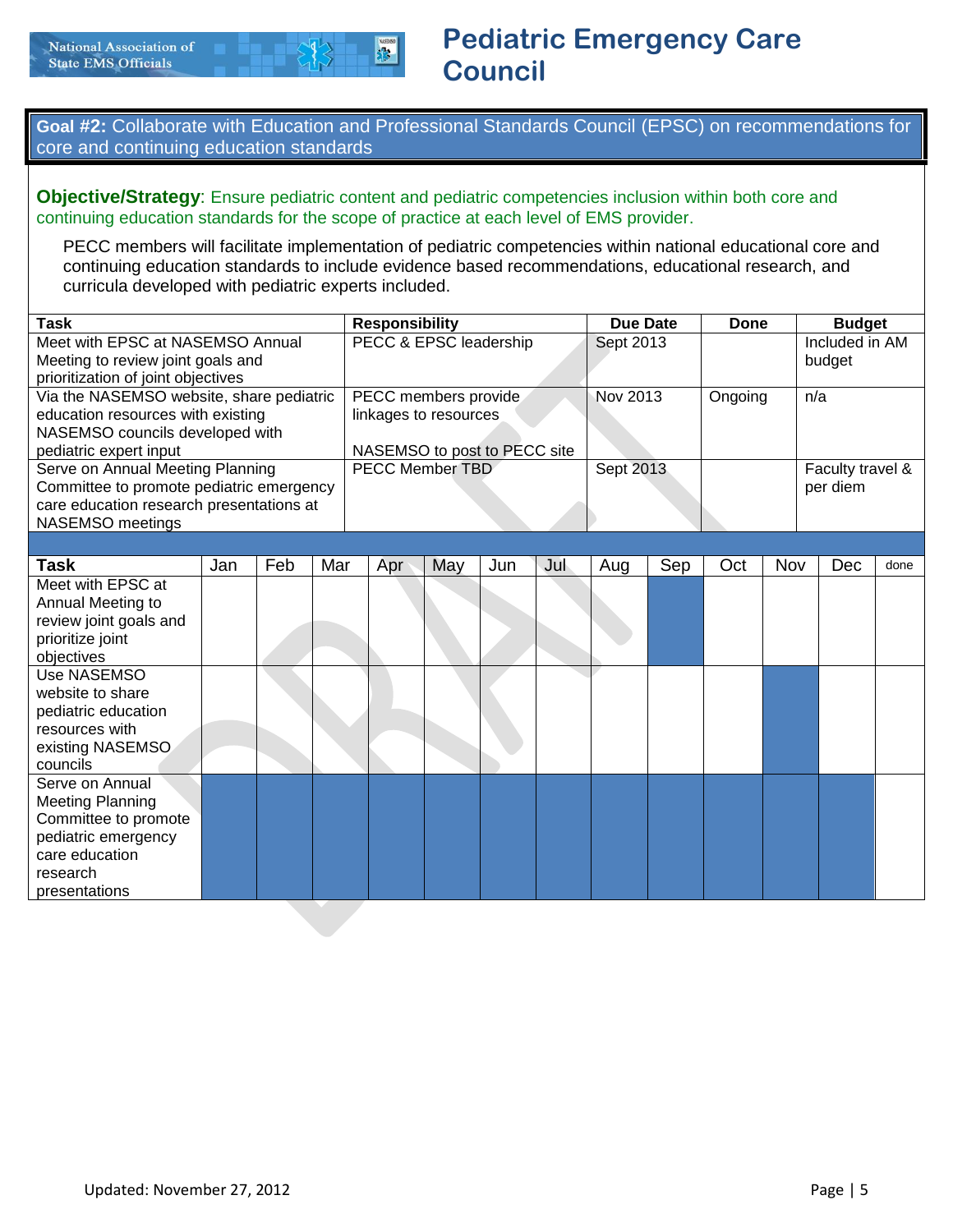# Pediatric Emergency Care Council

**Goal #2:** Collaborate with Education and Professional Standards Council (EPSC) on recommendations for core and continuing education standards

**Objective/Strategy**: Ensure pediatric content and pediatric competencies inclusion within both core and continuing education standards for the scope of practice at each level of EMS provider.

PECC members will facilitate implementation of pediatric competencies within national educational core and continuing education standards to include evidence based recommendations, educational research, and curricula developed with pediatric experts included.

| Task | Responsibility | Due Date | Done | Budget |
|---|---|---|---|---|
| Meet with EPSC at NASEMSO Annual Meeting to review joint goals and prioritization of joint objectives | PECC & EPSC leadership | Sept 2013 | | Included in AM budget |
| Via the NASEMSO website, share pediatric education resources with existing NASEMSO councils developed with pediatric expert input | PECC members provide linkages to resources<br><br>NASEMSO to post to PECC site | Nov 2013 | Ongoing | n/a |
| Serve on Annual Meeting Planning Committee to promote pediatric emergency care education research presentations at NASEMSO meetings | PECC Member TBD | Sept 2013 | | Faculty travel & per diem |

| Task | Jan | Feb | Mar | Apr | May | Jun | Jul | Aug | Sep | Oct | Nov | Dec | done |
|---|---|---|---|---|---|---|---|---|---|---|---|---|---|
| Meet with EPSC at Annual Meeting to review joint goals and prioritize joint objectives | | | | | | | | | ■ | | | | |
| Use NASEMSO website to share pediatric education resources with existing NASEMSO councils | | | | | | | | | | | ■ | | |
| Serve on Annual Meeting Planning Committee to promote pediatric emergency care education research presentations | ■ | ■ | ■ | ■ | ■ | ■ | ■ | ■ | ■ | ■ | ■ | ■ | |

Updated: November 27, 2012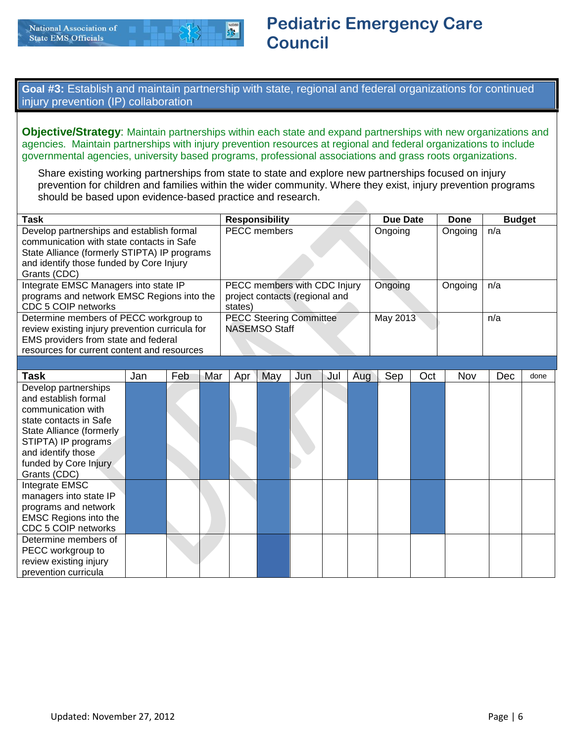**Goal #3:** Establish and maintain partnership with state, regional and federal organizations for continued injury prevention (IP) collaboration

**Objective/Strategy**: Maintain partnerships within each state and expand partnerships with new organizations and agencies. Maintain partnerships with injury prevention resources at regional and federal organizations to include governmental agencies, university based programs, professional associations and grass roots organizations.

Share existing working partnerships from state to state and explore new partnerships focused on injury prevention for children and families within the wider community. Where they exist, injury prevention programs should be based upon evidence-based practice and research.

| Task | Responsibility | Due Date | Done | Budget |
|---|---|---|---|---|
| Develop partnerships and establish formal communication with state contacts in Safe State Alliance (formerly STIPTA) IP programs and identify those funded by Core Injury Grants (CDC) | PECC members | Ongoing | Ongoing | n/a |
| Integrate EMSC Managers into state IP programs and network EMSC Regions into the CDC 5 COIP networks | PECC members with CDC Injury project contacts (regional and states) | Ongoing | Ongoing | n/a |
| Determine members of PECC workgroup to review existing injury prevention curricula for EMS providers from state and federal resources for current content and resources | PECC Steering Committee NASEMSO Staff | May 2013 | | n/a |

| Task | Jan | Feb | Mar | Apr | May | Jun | Jul | Aug | Sep | Oct | Nov | Dec | done |
|---|---|---|---|---|---|---|---|---|---|---|---|---|---|
| Develop partnerships and establish formal communication with state contacts in Safe State Alliance (formerly STIPTA) IP programs and identify those funded by Core Injury Grants (CDC) | X | | X | | X | | | X | | X | | | |
| Integrate EMSC managers into state IP programs and network EMSC Regions into the CDC 5 COIP networks | X | | | | X | | | | | X | | | |
| Determine members of PECC workgroup to review existing injury prevention curricula | | | | | X | | | | | | | | |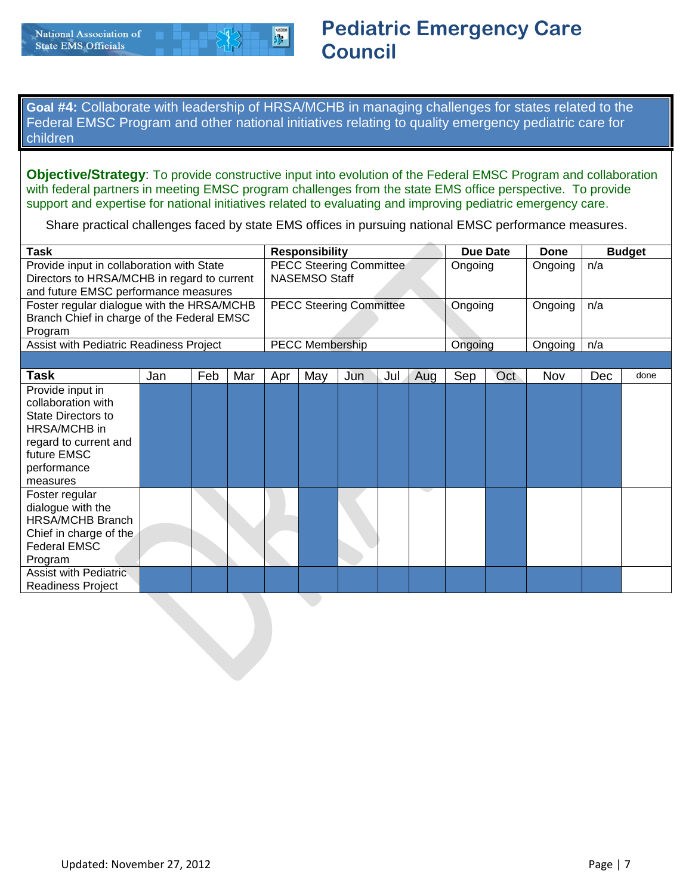# Pediatric Emergency Care Council

**Goal #4:** Collaborate with leadership of HRSA/MCHB in managing challenges for states related to the Federal EMSC Program and other national initiatives relating to quality emergency pediatric care for children

**Objective/Strategy**: To provide constructive input into evolution of the Federal EMSC Program and collaboration with federal partners in meeting EMSC program challenges from the state EMS office perspective. To provide support and expertise for national initiatives related to evaluating and improving pediatric emergency care.

Share practical challenges faced by state EMS offices in pursuing national EMSC performance measures.

| Task | Responsibility | Due Date | Done | Budget |
|---|---|---|---|---|
| Provide input in collaboration with State Directors to HRSA/MCHB in regard to current and future EMSC performance measures | PECC Steering Committee NASEMSO Staff | Ongoing | Ongoing | n/a |
| Foster regular dialogue with the HRSA/MCHB Branch Chief in charge of the Federal EMSC Program | PECC Steering Committee | Ongoing | Ongoing | n/a |
| Assist with Pediatric Readiness Project | PECC Membership | Ongoing | Ongoing | n/a |

| Task | Jan | Feb | Mar | Apr | May | Jun | Jul | Aug | Sep | Oct | Nov | Dec | done |
|---|---|---|---|---|---|---|---|---|---|---|---|---|---|
| Provide input in collaboration with State Directors to HRSA/MCHB in regard to current and future EMSC performance measures | ■ | ■ | ■ | ■ | ■ | ■ | ■ | ■ | ■ | ■ | ■ | ■ | |
| Foster regular dialogue with the HRSA/MCHB Branch Chief in charge of the Federal EMSC Program | | | | | ■ | | | | | ■ | | | |
| Assist with Pediatric Readiness Project | ■ | ■ | ■ | ■ | ■ | ■ | ■ | ■ | ■ | ■ | ■ | ■ | |

Updated: November 27, 2012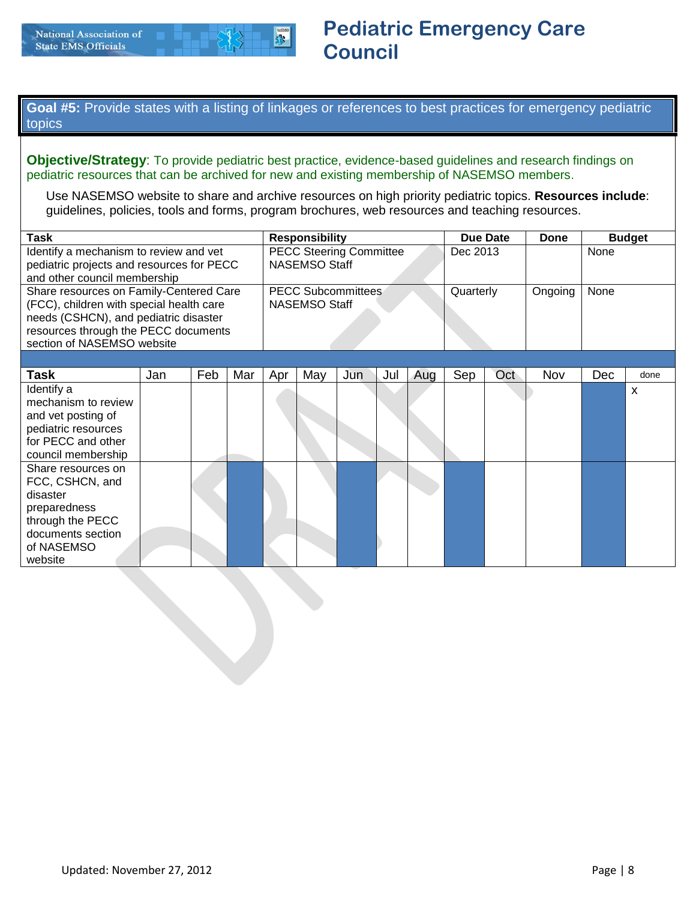# Pediatric Emergency Care Council

## Goal #5: Provide states with a listing of linkages or references to best practices for emergency pediatric topics

**Objective/Strategy**: To provide pediatric best practice, evidence-based guidelines and research findings on pediatric resources that can be archived for new and existing membership of NASEMSO members.

Use NASEMSO website to share and archive resources on high priority pediatric topics. **Resources include**: guidelines, policies, tools and forms, program brochures, web resources and teaching resources.

| Task | Responsibility | Due Date | Done | Budget |
|---|---|---|---|---|
| Identify a mechanism to review and vet pediatric projects and resources for PECC and other council membership | PECC Steering Committee<br>NASEMSO Staff | Dec 2013 | | None |
| Share resources on Family-Centered Care (FCC), children with special health care needs (CSHCN), and pediatric disaster resources through the PECC documents section of NASEMSO website | PECC Subcommittees<br>NASEMSO Staff | Quarterly | Ongoing | None |

| Task | Jan | Feb | Mar | Apr | May | Jun | Jul | Aug | Sep | Oct | Nov | Dec | done |
|---|---|---|---|---|---|---|---|---|---|---|---|---|---|
| Identify a mechanism to review and vet posting of pediatric resources for PECC and other council membership | | | | | | | | | | | | ■ | x |
| Share resources on FCC, CSHCN, and disaster preparedness through the PECC documents section of NASEMSO website | | | ■ | | | ■ | | | ■ | | | ■ | |

Updated: November 27, 2012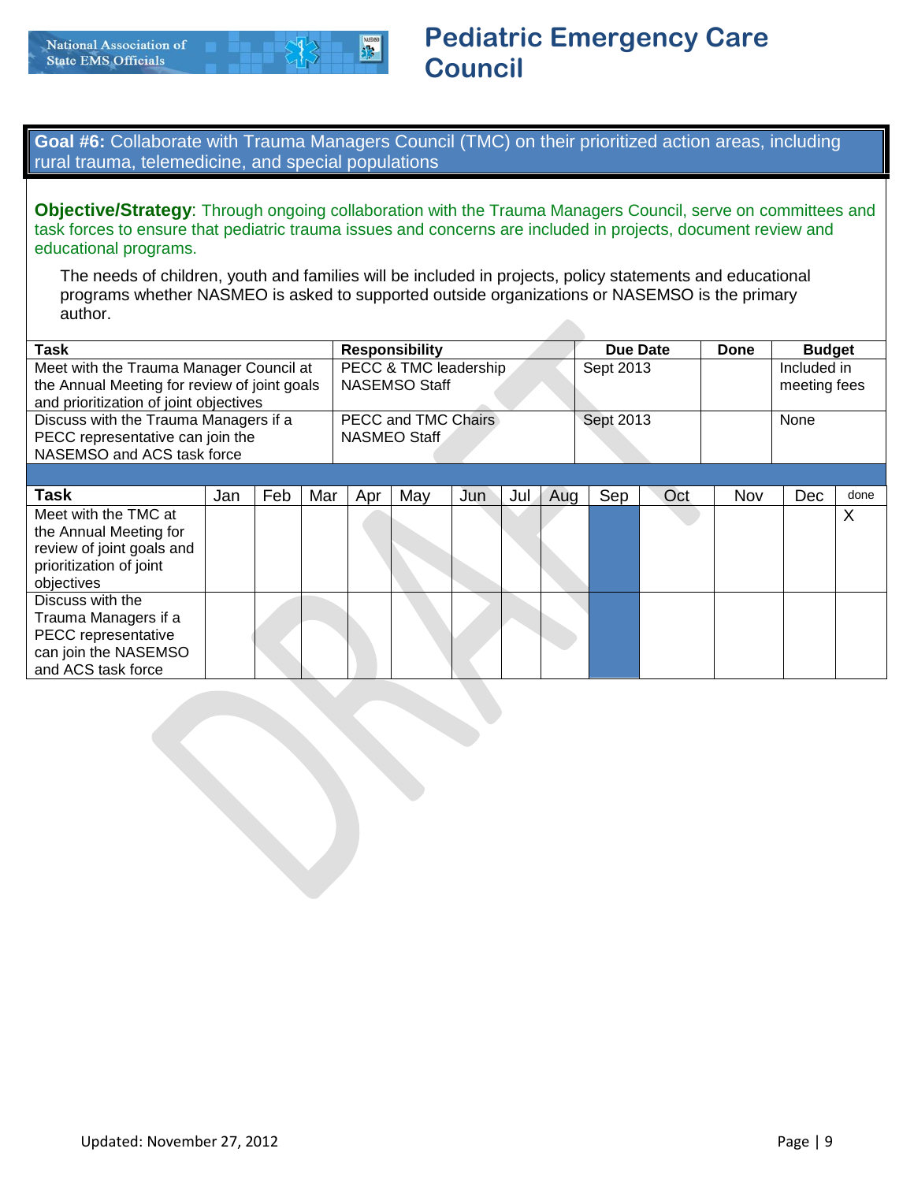# Pediatric Emergency Care Council

**Goal #6:** Collaborate with Trauma Managers Council (TMC) on their prioritized action areas, including rural trauma, telemedicine, and special populations

**Objective/Strategy**: Through ongoing collaboration with the Trauma Managers Council, serve on committees and task forces to ensure that pediatric trauma issues and concerns are included in projects, document review and educational programs.

The needs of children, youth and families will be included in projects, policy statements and educational programs whether NASMEO is asked to supported outside organizations or NASEMSO is the primary author.

| Task | Responsibility | Due Date | Done | Budget |
|---|---|---|---|---|
| Meet with the Trauma Manager Council at the Annual Meeting for review of joint goals and prioritization of joint objectives | PECC & TMC leadership<br>NASEMSO Staff | Sept 2013 | | Included in meeting fees |
| Discuss with the Trauma Managers if a PECC representative can join the NASEMSO and ACS task force | PECC and TMC Chairs<br>NASMEO Staff | Sept 2013 | | None |

| Task | Jan | Feb | Mar | Apr | May | Jun | Jul | Aug | Sep | Oct | Nov | Dec | done |
|---|---|---|---|---|---|---|---|---|---|---|---|---|---|
| Meet with the TMC at the Annual Meeting for review of joint goals and prioritization of joint objectives | | | | | | | | | | | | | X |
| Discuss with the Trauma Managers if a PECC representative can join the NASEMSO and ACS task force | | | | | | | | | | | | | |

Updated: November 27, 2012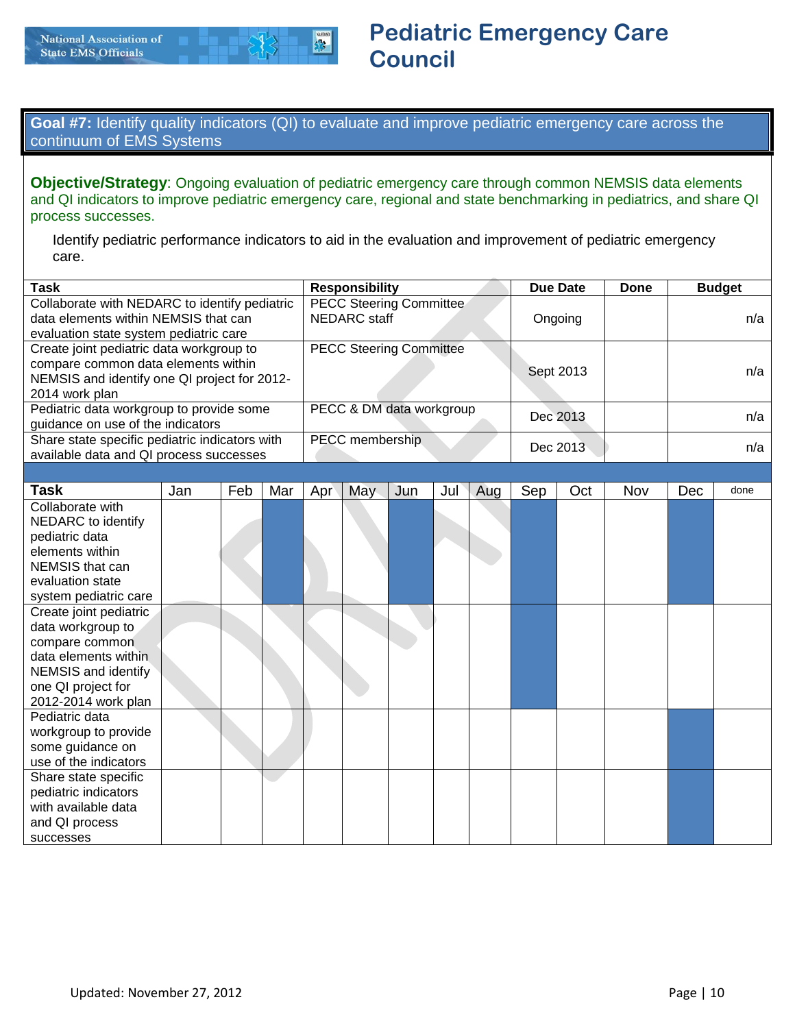## Goal #7: Identify quality indicators (QI) to evaluate and improve pediatric emergency care across the continuum of EMS Systems

**Objective/Strategy**: Ongoing evaluation of pediatric emergency care through common NEMSIS data elements and QI indicators to improve pediatric emergency care, regional and state benchmarking in pediatrics, and share QI process successes.

Identify pediatric performance indicators to aid in the evaluation and improvement of pediatric emergency care.

| Task | Responsibility | Due Date | Done | Budget |
|---|---|---|---|---|
| Collaborate with NEDARC to identify pediatric data elements within NEMSIS that can evaluation state system pediatric care | PECC Steering Committee<br>NEDARC staff | Ongoing | | n/a |
| Create joint pediatric data workgroup to compare common data elements within NEMSIS and identify one QI project for 2012-2014 work plan | PECC Steering Committee | Sept 2013 | | n/a |
| Pediatric data workgroup to provide some guidance on use of the indicators | PECC & DM data workgroup | Dec 2013 | | n/a |
| Share state specific pediatric indicators with available data and QI process successes | PECC membership | Dec 2013 | | n/a |

| Task | Jan | Feb | Mar | Apr | May | Jun | Jul | Aug | Sep | Oct | Nov | Dec | done |
|---|---|---|---|---|---|---|---|---|---|---|---|---|---|
| Collaborate with NEDARC to identify pediatric data elements within NEMSIS that can evaluation state system pediatric care | | | ■ | | | ■ | | | ■ | | | ■ | |
| Create joint pediatric data workgroup to compare common data elements within NEMSIS and identify one QI project for 2012-2014 work plan | | | | | | | | | ■ | | | | |
| Pediatric data workgroup to provide some guidance on use of the indicators | | | | | | | | | | | | ■ | |
| Share state specific pediatric indicators with available data and QI process successes | | | | | | | | | | | | ■ | |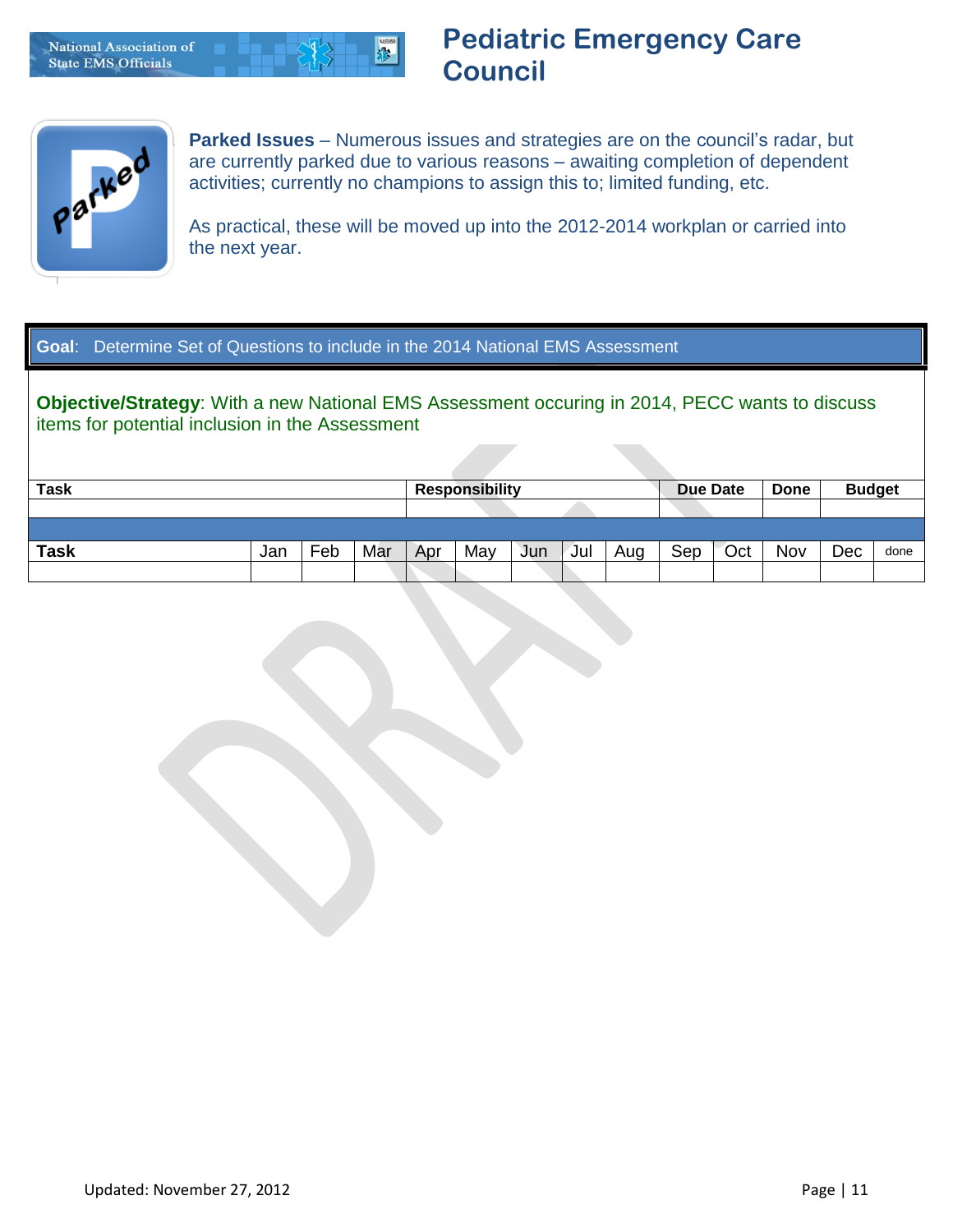# Pediatric Emergency Care Council

**Parked Issues** – Numerous issues and strategies are on the council's radar, but are currently parked due to various reasons – awaiting completion of dependent activities; currently no champions to assign this to; limited funding, etc.

As practical, these will be moved up into the 2012-2014 workplan or carried into the next year.

**Goal**: Determine Set of Questions to include in the 2014 National EMS Assessment

**Objective/Strategy**: With a new National EMS Assessment occuring in 2014, PECC wants to discuss items for potential inclusion in the Assessment

| Task | Responsibility | Due Date | Done | Budget |
|---|---|---|---|---|
| | | | | |

| Task | Jan | Feb | Mar | Apr | May | Jun | Jul | Aug | Sep | Oct | Nov | Dec | done |
|---|---|---|---|---|---|---|---|---|---|---|---|---|---|
| | | | | | | | | | | | | | |

Updated: November 27, 2012